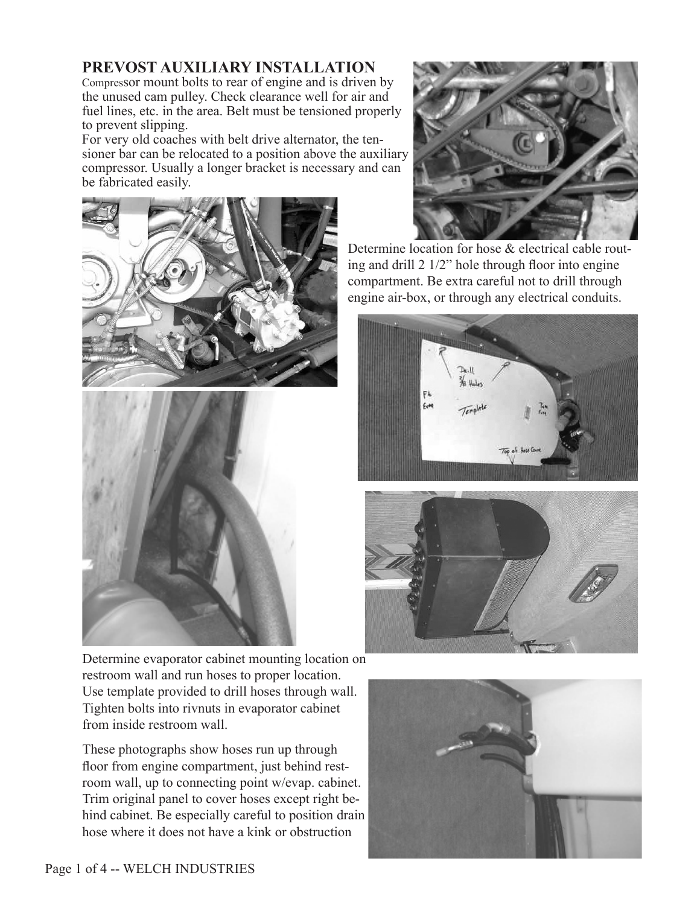# PREVOST AUXILIARY INSTALLATION

Compressor mount bolts to rear of engine and is driven by the unused cam pulley. Check clearance well for air and fuel lines, etc. in the area. Belt must be tensioned properly to prevent slipping.

For very old coaches with belt drive alternator, the tensioner bar can be relocated to a position above the auxiliary compressor. Usually a longer bracket is necessary and can be fabricated easily.

Determine location for hose & electrical cable routing and drill 2 1/2" hole through floor into engine compartment. Be extra careful not to drill through engine air-box, or through any electrical conduits.

Determine evaporator cabinet mounting location on restroom wall and run hoses to proper location. Use template provided to drill hoses through wall. Tighten bolts into rivnuts in evaporator cabinet from inside restroom wall.

These photographs show hoses run up through floor from engine compartment, just behind restroom wall, up to connecting point w/evap. cabinet. Trim original panel to cover hoses except right behind cabinet. Be especially careful to position drain hose where it does not have a kink or obstruction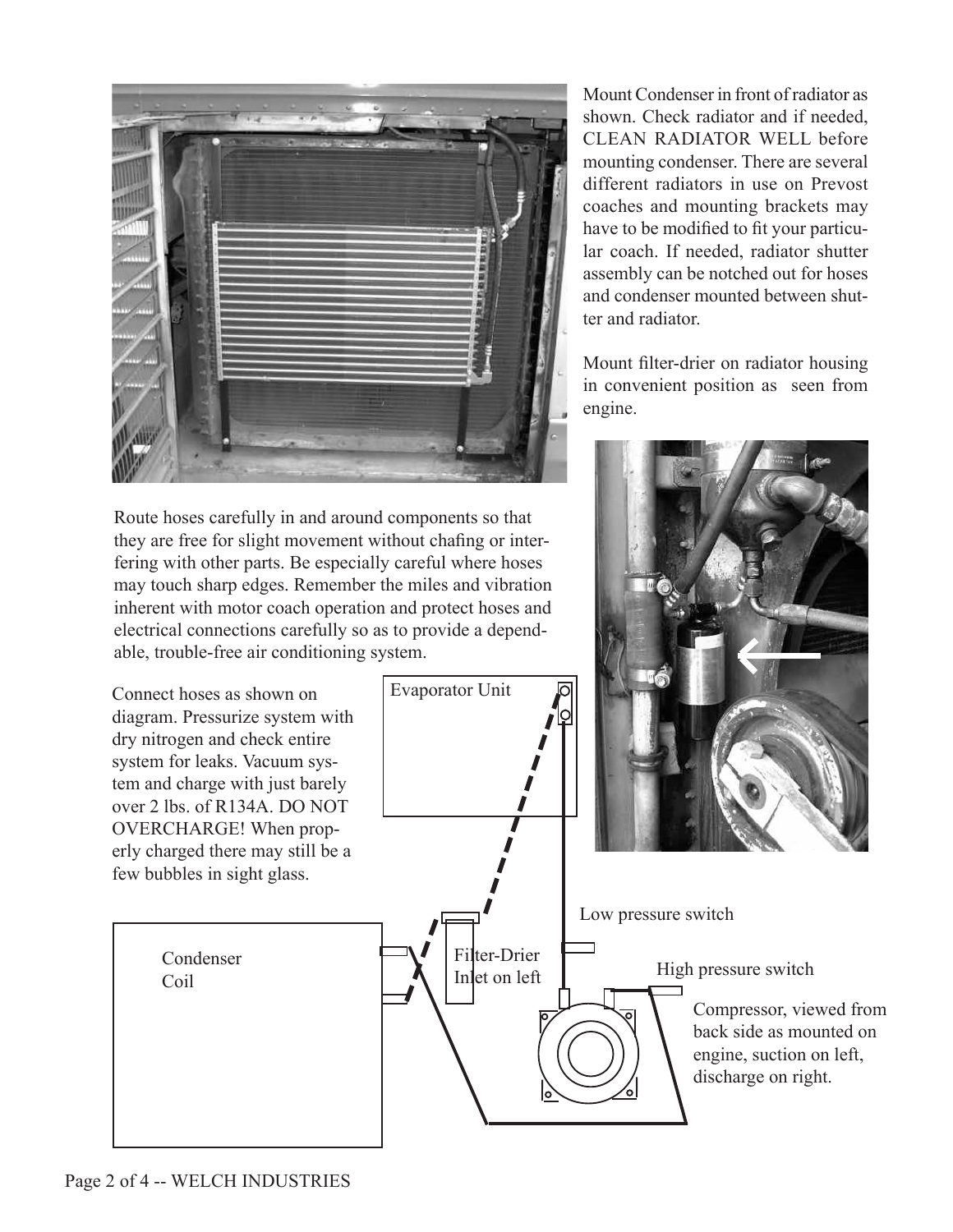Mount Condenser in front of radiator as shown. Check radiator and if needed, CLEAN RADIATOR WELL before mounting condenser. There are several different radiators in use on Prevost coaches and mounting brackets may have to be modified to fit your particular coach. If needed, radiator shutter assembly can be notched out for hoses and condenser mounted between shutter and radiator.

Mount filter-drier on radiator housing in convenient position as seen from engine.

Route hoses carefully in and around components so that they are free for slight movement without chafing or interfering with other parts. Be especially careful where hoses may touch sharp edges. Remember the miles and vibration inherent with motor coach operation and protect hoses and electrical connections carefully so as to provide a dependable, trouble-free air conditioning system.

Connect hoses as shown on diagram. Pressurize system with dry nitrogen and check entire system for leaks. Vacuum system and charge with just barely over 2 lbs. of R134A. DO NOT OVERCHARGE! When properly charged there may still be a few bubbles in sight glass.

Evaporator Unit

Low pressure switch

High pressure switch

Condenser Coil

Filter-Drier Inlet on left

Compressor, viewed from back side as mounted on engine, suction on left, discharge on right.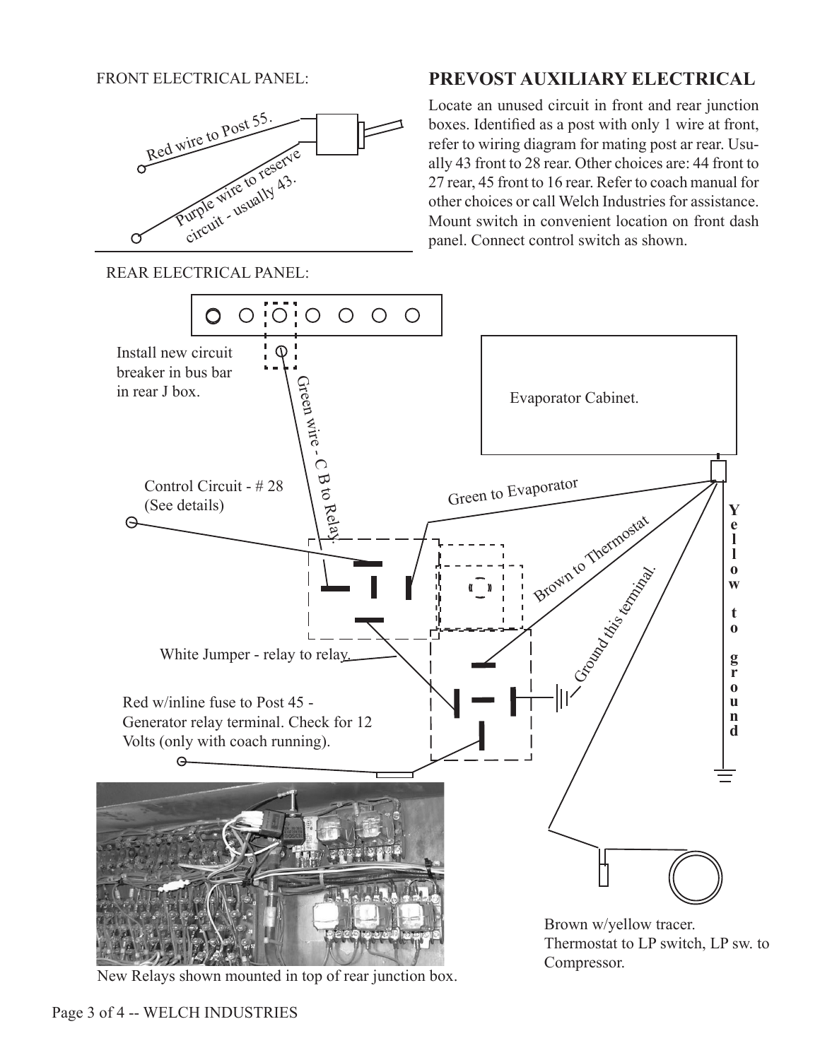FRONT ELECTRICAL PANEL:

Red wire to Post 55.

Purple wire to reserve circuit - usually 43.

## PREVOST AUXILIARY ELECTRICAL

Locate an unused circuit in front and rear junction boxes. Identified as a post with only 1 wire at front, refer to wiring diagram for mating post ar rear. Usually 43 front to 28 rear. Other choices are: 44 front to 27 rear, 45 front to 16 rear. Refer to coach manual for other choices or call Welch Industries for assistance. Mount switch in convenient location on front dash panel. Connect control switch as shown.

REAR ELECTRICAL PANEL:

Install new circuit breaker in bus bar in rear J box.

Green wire - C B to Relay.

Evaporator Cabinet.

Control Circuit - # 28 (See details)

Green to Evaporator

Brown to Thermostat

Ground this terminal.

Yellow to ground

White Jumper - relay to relay.

Red w/inline fuse to Post 45 - Generator relay terminal. Check for 12 Volts (only with coach running).

New Relays shown mounted in top of rear junction box.

Brown w/yellow tracer. Thermostat to LP switch, LP sw. to Compressor.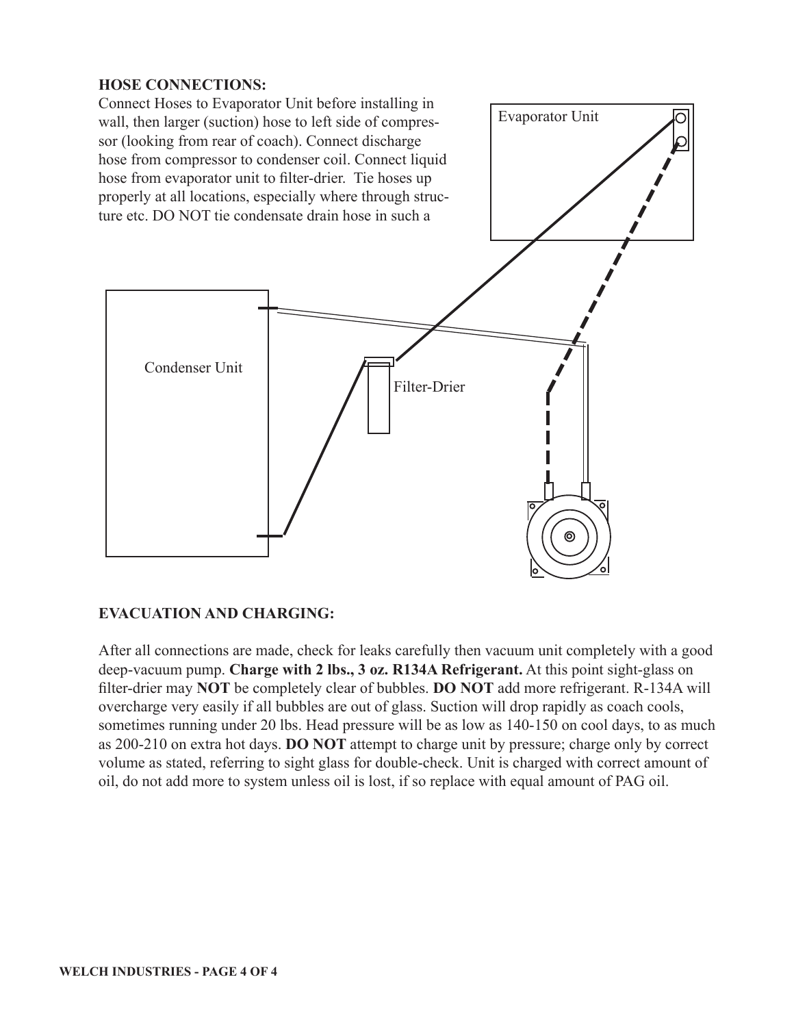**HOSE CONNECTIONS:**

Connect Hoses to Evaporator Unit before installing in wall, then larger (suction) hose to left side of compressor (looking from rear of coach). Connect discharge hose from compressor to condenser coil. Connect liquid hose from evaporator unit to filter-drier. Tie hoses up properly at all locations, especially where through structure etc. DO NOT tie condensate drain hose in such a

Evaporator Unit

Condenser Unit

Filter-Drier

**EVACUATION AND CHARGING:**

After all connections are made, check for leaks carefully then vacuum unit completely with a good deep-vacuum pump. **Charge with 2 lbs., 3 oz. R134A Refrigerant.** At this point sight-glass on filter-drier may **NOT** be completely clear of bubbles. **DO NOT** add more refrigerant. R-134A will overcharge very easily if all bubbles are out of glass. Suction will drop rapidly as coach cools, sometimes running under 20 lbs. Head pressure will be as low as 140-150 on cool days, to as much as 200-210 on extra hot days. **DO NOT** attempt to charge unit by pressure; charge only by correct volume as stated, referring to sight glass for double-check. Unit is charged with correct amount of oil, do not add more to system unless oil is lost, if so replace with equal amount of PAG oil.